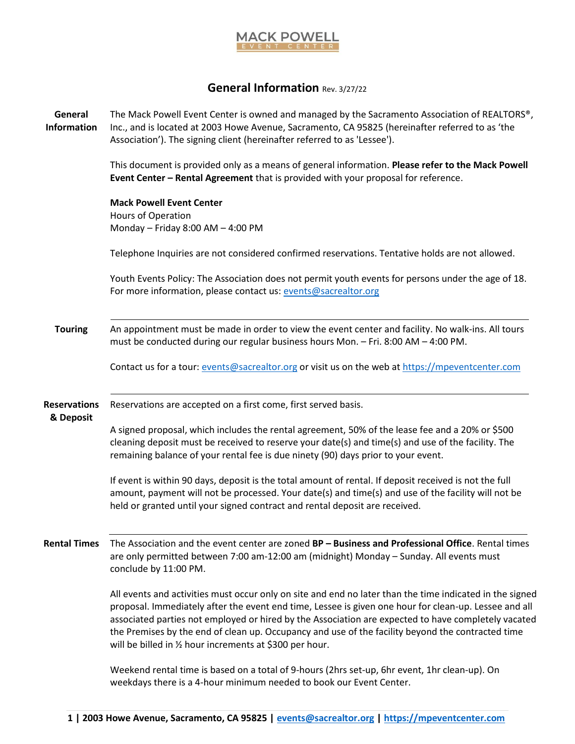# MACK POWELL EVENT CENTER

## General Information Rev. 3/27/22

**General Information**

The Mack Powell Event Center is owned and managed by the Sacramento Association of REALTORS®, Inc., and is located at 2003 Howe Avenue, Sacramento, CA 95825 (hereinafter referred to as 'the Association'). The signing client (hereinafter referred to as 'Lessee').

This document is provided only as a means of general information. **Please refer to the Mack Powell Event Center – Rental Agreement** that is provided with your proposal for reference.

**Mack Powell Event Center**
Hours of Operation
Monday – Friday 8:00 AM – 4:00 PM

Telephone Inquiries are not considered confirmed reservations. Tentative holds are not allowed.

Youth Events Policy: The Association does not permit youth events for persons under the age of 18. For more information, please contact us: events@sacrealtor.org

---

**Touring**

An appointment must be made in order to view the event center and facility. No walk-ins. All tours must be conducted during our regular business hours Mon. – Fri. 8:00 AM – 4:00 PM.

Contact us for a tour: events@sacrealtor.org or visit us on the web at https://mpeventcenter.com

---

**Reservations & Deposit**

Reservations are accepted on a first come, first served basis.

A signed proposal, which includes the rental agreement, 50% of the lease fee and a 20% or $500 cleaning deposit must be received to reserve your date(s) and time(s) and use of the facility. The remaining balance of your rental fee is due ninety (90) days prior to your event.

If event is within 90 days, deposit is the total amount of rental. If deposit received is not the full amount, payment will not be processed. Your date(s) and time(s) and use of the facility will not be held or granted until your signed contract and rental deposit are received.

---

**Rental Times**

The Association and the event center are zoned **BP – Business and Professional Office**. Rental times are only permitted between 7:00 am-12:00 am (midnight) Monday – Sunday. All events must conclude by 11:00 PM.

All events and activities must occur only on site and end no later than the time indicated in the signed proposal. Immediately after the event end time, Lessee is given one hour for clean-up. Lessee and all associated parties not employed or hired by the Association are expected to have completely vacated the Premises by the end of clean up. Occupancy and use of the facility beyond the contracted time will be billed in ½ hour increments at $300 per hour.

Weekend rental time is based on a total of 9-hours (2hrs set-up, 6hr event, 1hr clean-up). On weekdays there is a 4-hour minimum needed to book our Event Center.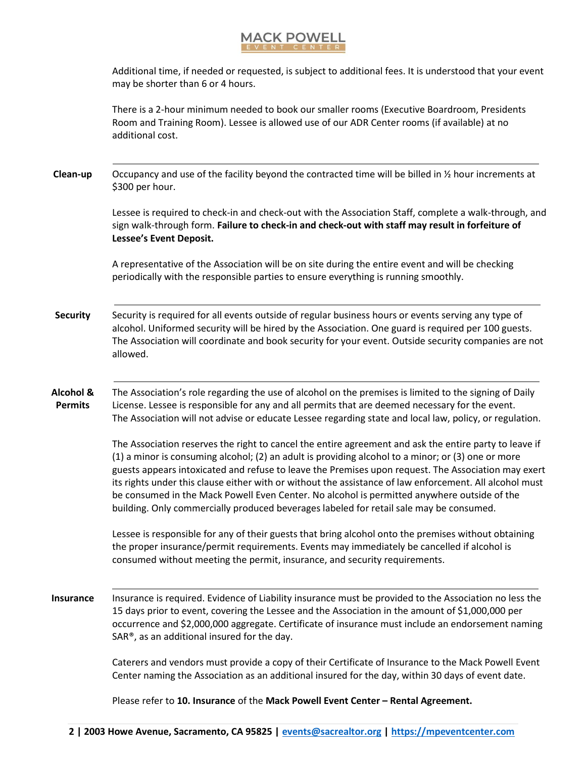Additional time, if needed or requested, is subject to additional fees. It is understood that your event may be shorter than 6 or 4 hours.

There is a 2-hour minimum needed to book our smaller rooms (Executive Boardroom, Presidents Room and Training Room). Lessee is allowed use of our ADR Center rooms (if available) at no additional cost.

---

**Clean-up**

Occupancy and use of the facility beyond the contracted time will be billed in ½ hour increments at $300 per hour.

Lessee is required to check-in and check-out with the Association Staff, complete a walk-through, and sign walk-through form. **Failure to check-in and check-out with staff may result in forfeiture of Lessee's Event Deposit.**

A representative of the Association will be on site during the entire event and will be checking periodically with the responsible parties to ensure everything is running smoothly.

---

**Security**

Security is required for all events outside of regular business hours or events serving any type of alcohol. Uniformed security will be hired by the Association. One guard is required per 100 guests. The Association will coordinate and book security for your event. Outside security companies are not allowed.

---

**Alcohol & Permits**

The Association's role regarding the use of alcohol on the premises is limited to the signing of Daily License. Lessee is responsible for any and all permits that are deemed necessary for the event. The Association will not advise or educate Lessee regarding state and local law, policy, or regulation.

The Association reserves the right to cancel the entire agreement and ask the entire party to leave if (1) a minor is consuming alcohol; (2) an adult is providing alcohol to a minor; or (3) one or more guests appears intoxicated and refuse to leave the Premises upon request. The Association may exert its rights under this clause either with or without the assistance of law enforcement. All alcohol must be consumed in the Mack Powell Even Center. No alcohol is permitted anywhere outside of the building. Only commercially produced beverages labeled for retail sale may be consumed.

Lessee is responsible for any of their guests that bring alcohol onto the premises without obtaining the proper insurance/permit requirements. Events may immediately be cancelled if alcohol is consumed without meeting the permit, insurance, and security requirements.

---

**Insurance**

Insurance is required. Evidence of Liability insurance must be provided to the Association no less the 15 days prior to event, covering the Lessee and the Association in the amount of $1,000,000 per occurrence and $2,000,000 aggregate. Certificate of insurance must include an endorsement naming SAR®, as an additional insured for the day.

Caterers and vendors must provide a copy of their Certificate of Insurance to the Mack Powell Event Center naming the Association as an additional insured for the day, within 30 days of event date.

Please refer to **10. Insurance** of the **Mack Powell Event Center – Rental Agreement.**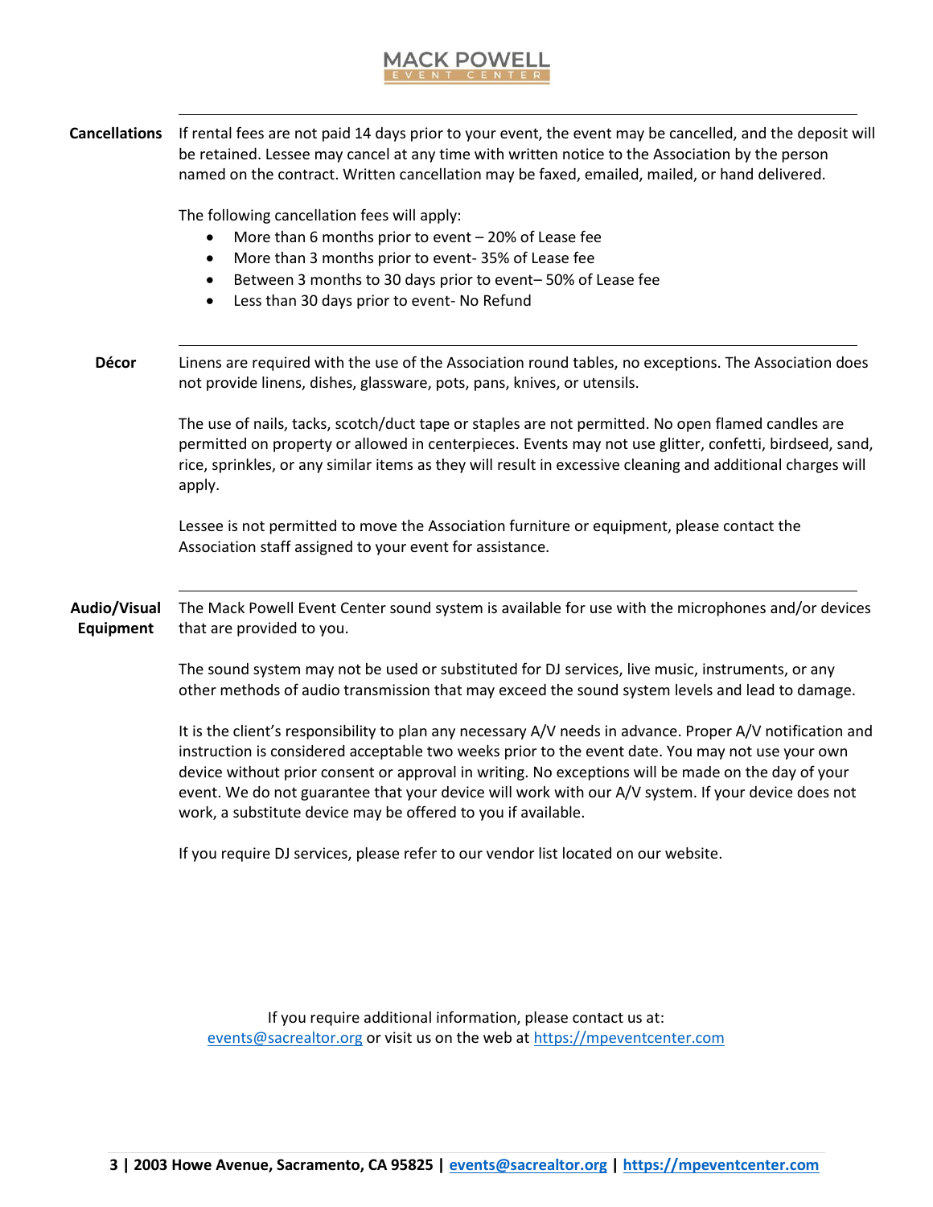**Cancellations**

If rental fees are not paid 14 days prior to your event, the event may be cancelled, and the deposit will be retained. Lessee may cancel at any time with written notice to the Association by the person named on the contract. Written cancellation may be faxed, emailed, mailed, or hand delivered.

The following cancellation fees will apply:

- More than 6 months prior to event – 20% of Lease fee
- More than 3 months prior to event- 35% of Lease fee
- Between 3 months to 30 days prior to event– 50% of Lease fee
- Less than 30 days prior to event- No Refund

**Décor**

Linens are required with the use of the Association round tables, no exceptions. The Association does not provide linens, dishes, glassware, pots, pans, knives, or utensils.

The use of nails, tacks, scotch/duct tape or staples are not permitted. No open flamed candles are permitted on property or allowed in centerpieces. Events may not use glitter, confetti, birdseed, sand, rice, sprinkles, or any similar items as they will result in excessive cleaning and additional charges will apply.

Lessee is not permitted to move the Association furniture or equipment, please contact the Association staff assigned to your event for assistance.

**Audio/Visual Equipment**

The Mack Powell Event Center sound system is available for use with the microphones and/or devices that are provided to you.

The sound system may not be used or substituted for DJ services, live music, instruments, or any other methods of audio transmission that may exceed the sound system levels and lead to damage.

It is the client's responsibility to plan any necessary A/V needs in advance. Proper A/V notification and instruction is considered acceptable two weeks prior to the event date. You may not use your own device without prior consent or approval in writing. No exceptions will be made on the day of your event. We do not guarantee that your device will work with our A/V system. If your device does not work, a substitute device may be offered to you if available.

If you require DJ services, please refer to our vendor list located on our website.

If you require additional information, please contact us at:
events@sacrealtor.org or visit us on the web at https://mpeventcenter.com